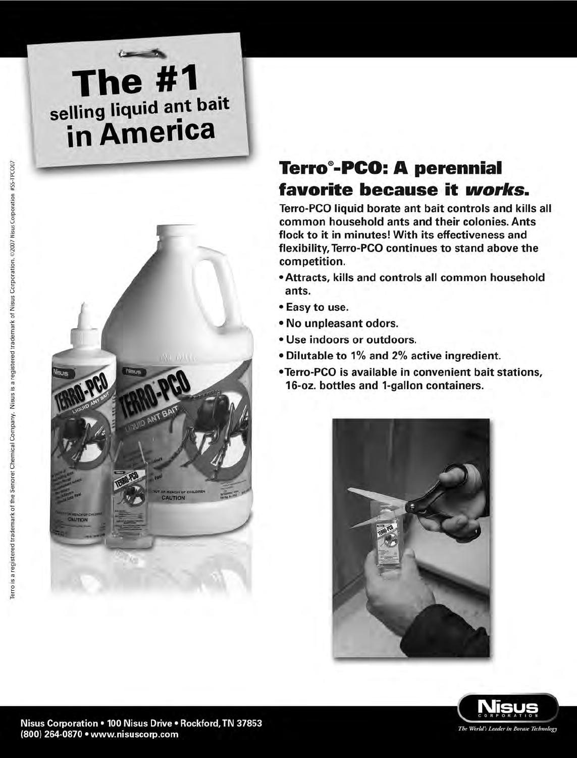# The #1 selling liquid ant bait in America

Terro is a registered trademark of the Senoret Chemical Company. Nisus is a registered trademark of Nisus Corporation. ©2007 Nisus Corporation #SS-TPCO07

## Terro®-PCO: A perennial favorite because it *works*.

**Terro-PCO liquid borate ant bait controls and kills all common household ants and their colonies. Ants flock to it in minutes! With its effectiveness and flexibility, Terro-PCO continues to stand above the competition.**

- **Attracts, kills and controls all common household ants.**
- **Easy to use.**
- **No unpleasant odors.**
- **Use indoors or outdoors.**
- **Dilutable to 1% and 2% active ingredient.**
- **Terro-PCO is available in convenient bait stations, 16-oz. bottles and 1-gallon containers.**

**Nisus Corporation • 100 Nisus Drive • Rockford, TN 37853**
**(800) 264-0870 • www.nisuscorp.com**

Nisus Corporation
*The World's Leader in Borate Technology*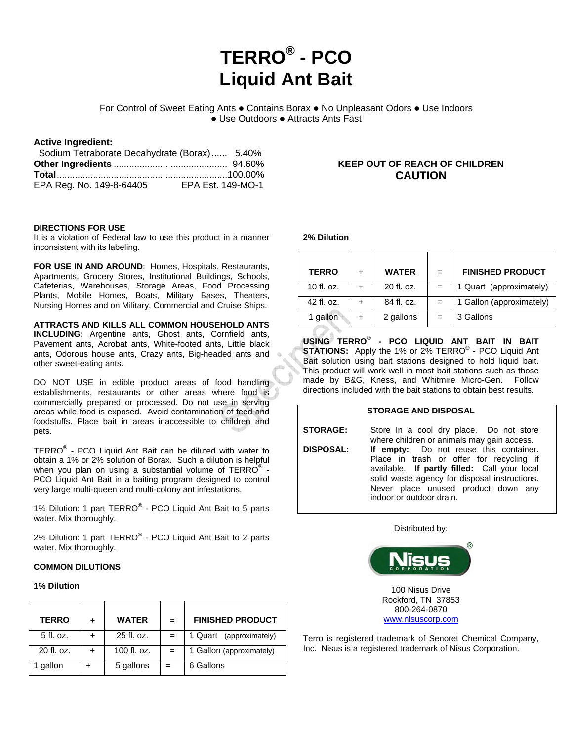# TERRO® - PCO Liquid Ant Bait

For Control of Sweet Eating Ants ● Contains Borax ● No Unpleasant Odors ● Use Indoors ● Use Outdoors ● Attracts Ants Fast

**Active Ingredient:**

| | |
|---|---|
| Sodium Tetraborate Decahydrate (Borax)...... | 5.40% |
| **Other Ingredients** ..................... ...................... | 94.60% |
| **Total**.................................................................. | 100.00% |
| EPA Reg. No. 149-8-64405 | EPA Est. 149-MO-1 |

**KEEP OUT OF REACH OF CHILDREN**

**CAUTION**

**DIRECTIONS FOR USE**

It is a violation of Federal law to use this product in a manner inconsistent with its labeling.

**FOR USE IN AND AROUND**: Homes, Hospitals, Restaurants, Apartments, Grocery Stores, Institutional Buildings, Schools, Cafeterias, Warehouses, Storage Areas, Food Processing Plants, Mobile Homes, Boats, Military Bases, Theaters, Nursing Homes and on Military, Commercial and Cruise Ships.

**ATTRACTS AND KILLS ALL COMMON HOUSEHOLD ANTS INCLUDING:** Argentine ants, Ghost ants, Cornfield ants, Pavement ants, Acrobat ants, White-footed ants, Little black ants, Odorous house ants, Crazy ants, Big-headed ants and other sweet-eating ants.

DO NOT USE in edible product areas of food handling establishments, restaurants or other areas where food is commercially prepared or processed. Do not use in serving areas while food is exposed. Avoid contamination of feed and foodstuffs. Place bait in areas inaccessible to children and pets.

TERRO® - PCO Liquid Ant Bait can be diluted with water to obtain a 1% or 2% solution of Borax. Such a dilution is helpful when you plan on using a substantial volume of TERRO® - PCO Liquid Ant Bait in a baiting program designed to control very large multi-queen and multi-colony ant infestations.

1% Dilution: 1 part TERRO® - PCO Liquid Ant Bait to 5 parts water. Mix thoroughly.

2% Dilution: 1 part TERRO® - PCO Liquid Ant Bait to 2 parts water. Mix thoroughly.

**COMMON DILUTIONS**

**1% Dilution**

| TERRO | + | WATER | = | FINISHED PRODUCT |
|---|---|---|---|---|
| 5 fl. oz. | + | 25 fl. oz. | = | 1 Quart (approximately) |
| 20 fl. oz. | + | 100 fl. oz. | = | 1 Gallon (approximately) |
| 1 gallon | + | 5 gallons | = | 6 Gallons |

**2% Dilution**

| TERRO | + | WATER | = | FINISHED PRODUCT |
|---|---|---|---|---|
| 10 fl. oz. | + | 20 fl. oz. | = | 1 Quart (approximately) |
| 42 fl. oz. | + | 84 fl. oz. | = | 1 Gallon (approximately) |
| 1 gallon | + | 2 gallons | = | 3 Gallons |

**USING TERRO® - PCO LIQUID ANT BAIT IN BAIT STATIONS:** Apply the 1% or 2% TERRO® - PCO Liquid Ant Bait solution using bait stations designed to hold liquid bait. This product will work well in most bait stations such as those made by B&G, Kness, and Whitmire Micro-Gen. Follow directions included with the bait stations to obtain best results.

**STORAGE AND DISPOSAL**

**STORAGE:** Store In a cool dry place. Do not store where children or animals may gain access.

**DISPOSAL:** **If empty:** Do not reuse this container. Place in trash or offer for recycling if available. **If partly filled:** Call your local solid waste agency for disposal instructions. Never place unused product down any indoor or outdoor drain.

Distributed by:

Nisus® Corporation

100 Nisus Drive
Rockford, TN 37853
800-264-0870
www.nisuscorp.com

Terro is registered trademark of Senoret Chemical Company, Inc. Nisus is a registered trademark of Nisus Corporation.